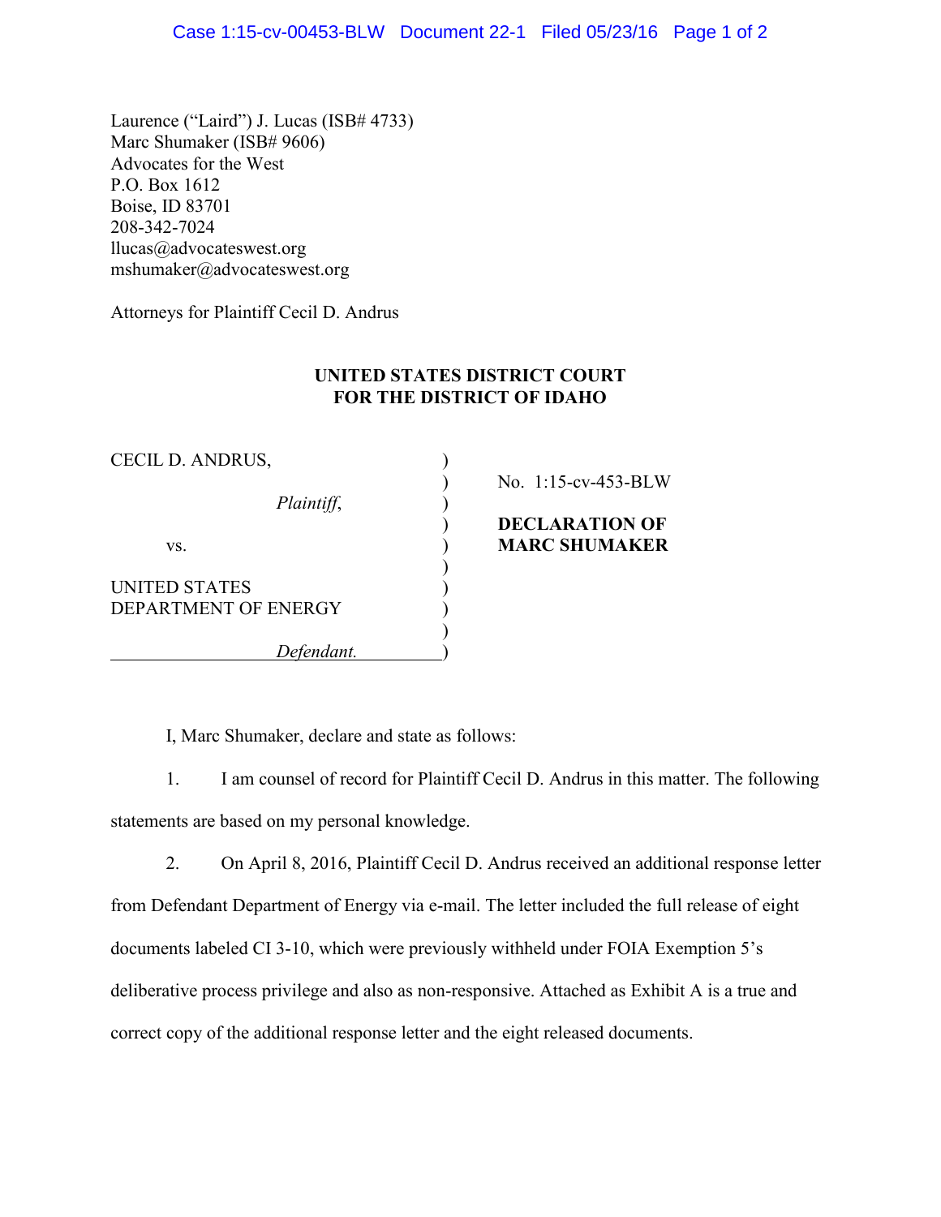Laurence ("Laird") J. Lucas (ISB# 4733)
Marc Shumaker (ISB# 9606)
Advocates for the West
P.O. Box 1612
Boise, ID 83701
208-342-7024
llucas@advocateswest.org
mshumaker@advocateswest.org

Attorneys for Plaintiff Cecil D. Andrus

**UNITED STATES DISTRICT COURT**
**FOR THE DISTRICT OF IDAHO**

| | |
|---|---|
| CECIL D. ANDRUS, *Plaintiff*, vs. UNITED STATES DEPARTMENT OF ENERGY *Defendant.* | No. 1:15-cv-453-BLW **DECLARATION OF MARC SHUMAKER** |

I, Marc Shumaker, declare and state as follows:

1. I am counsel of record for Plaintiff Cecil D. Andrus in this matter. The following statements are based on my personal knowledge.

2. On April 8, 2016, Plaintiff Cecil D. Andrus received an additional response letter from Defendant Department of Energy via e-mail. The letter included the full release of eight documents labeled CI 3-10, which were previously withheld under FOIA Exemption 5's deliberative process privilege and also as non-responsive. Attached as Exhibit A is a true and correct copy of the additional response letter and the eight released documents.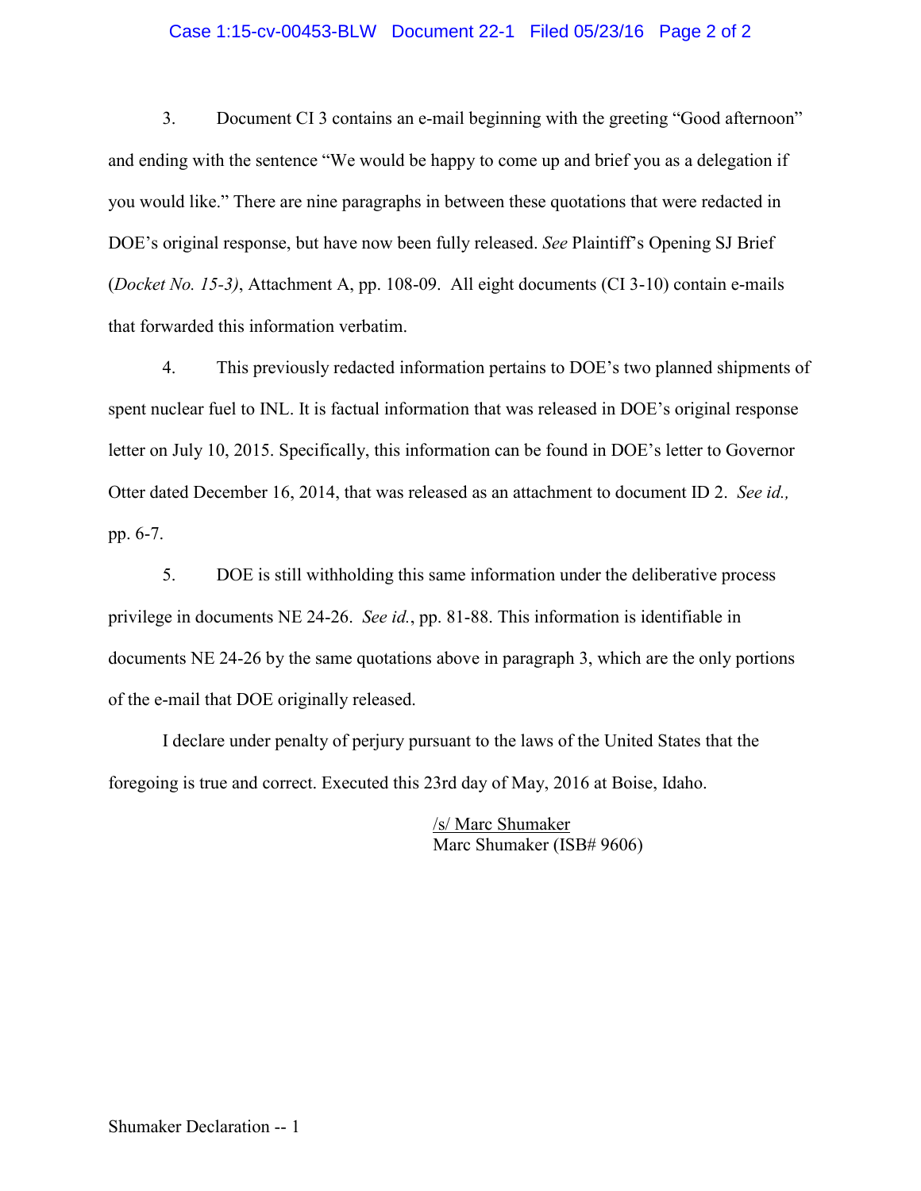3. Document CI 3 contains an e-mail beginning with the greeting "Good afternoon" and ending with the sentence "We would be happy to come up and brief you as a delegation if you would like." There are nine paragraphs in between these quotations that were redacted in DOE's original response, but have now been fully released. *See* Plaintiff's Opening SJ Brief (*Docket No. 15-3)*, Attachment A, pp. 108-09. All eight documents (CI 3-10) contain e-mails that forwarded this information verbatim.

4. This previously redacted information pertains to DOE's two planned shipments of spent nuclear fuel to INL. It is factual information that was released in DOE's original response letter on July 10, 2015. Specifically, this information can be found in DOE's letter to Governor Otter dated December 16, 2014, that was released as an attachment to document ID 2. *See id.,* pp. 6-7.

5. DOE is still withholding this same information under the deliberative process privilege in documents NE 24-26. *See id.*, pp. 81-88. This information is identifiable in documents NE 24-26 by the same quotations above in paragraph 3, which are the only portions of the e-mail that DOE originally released.

I declare under penalty of perjury pursuant to the laws of the United States that the foregoing is true and correct. Executed this 23rd day of May, 2016 at Boise, Idaho.

/s/ Marc Shumaker
Marc Shumaker (ISB# 9606)

Shumaker Declaration -- 1